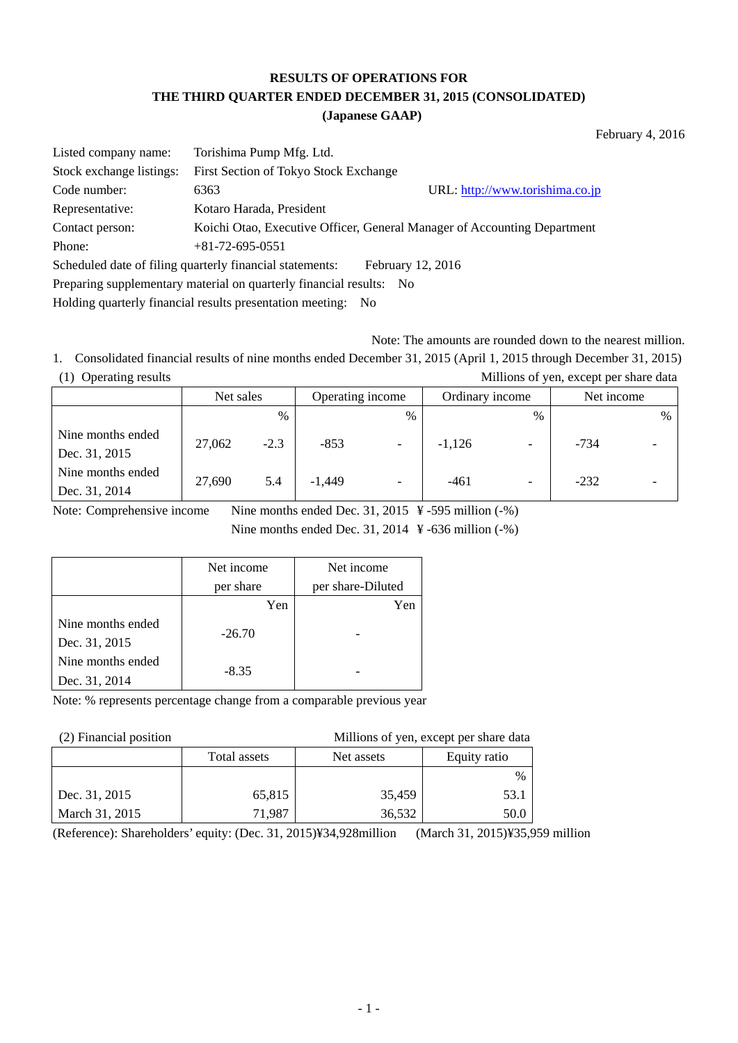# RESULTS OF OPERATIONS FOR THE THIRD QUARTER ENDED DECEMBER 31, 2015 (CONSOLIDATED)

**(Japanese GAAP)**

February 4, 2016

| | | |
|---|---|---|
| Listed company name: | Torishima Pump Mfg. Ltd. | |
| Stock exchange listings: | First Section of Tokyo Stock Exchange | |
| Code number: | 6363 | URL: http://www.torishima.co.jp |
| Representative: | Kotaro Harada, President | |
| Contact person: | Koichi Otao, Executive Officer, General Manager of Accounting Department | |
| Phone: | +81-72-695-0551 | |

Scheduled date of filing quarterly financial statements: February 12, 2016

Preparing supplementary material on quarterly financial results: No

Holding quarterly financial results presentation meeting: No

Note: The amounts are rounded down to the nearest million.

1. Consolidated financial results of nine months ended December 31, 2015 (April 1, 2015 through December 31, 2015)

(1) Operating results

Millions of yen, except per share data

| | Net sales | | Operating income | | Ordinary income | | Net income | |
|---|---|---|---|---|---|---|---|---|
| | | % | | % | | % | | % |
| Nine months ended Dec. 31, 2015 | 27,062 | -2.3 | -853 | - | -1,126 | - | -734 | - |
| Nine months ended Dec. 31, 2014 | 27,690 | 5.4 | -1,449 | - | -461 | - | -232 | - |

Note: Comprehensive income Nine months ended Dec. 31, 2015 ¥ -595 million (-%)

Nine months ended Dec. 31, 2014 ¥ -636 million (-%)

| | Net income per share | Net income per share-Diluted |
|---|---|---|
| | Yen | Yen |
| Nine months ended Dec. 31, 2015 | -26.70 | - |
| Nine months ended Dec. 31, 2014 | -8.35 | - |

Note: % represents percentage change from a comparable previous year

(2) Financial position

Millions of yen, except per share data

| | Total assets | Net assets | Equity ratio |
|---|---|---|---|
| | | | % |
| Dec. 31, 2015 | 65,815 | 35,459 | 53.1 |
| March 31, 2015 | 71,987 | 36,532 | 50.0 |

(Reference): Shareholders' equity: (Dec. 31, 2015)¥34,928million (March 31, 2015)¥35,959 million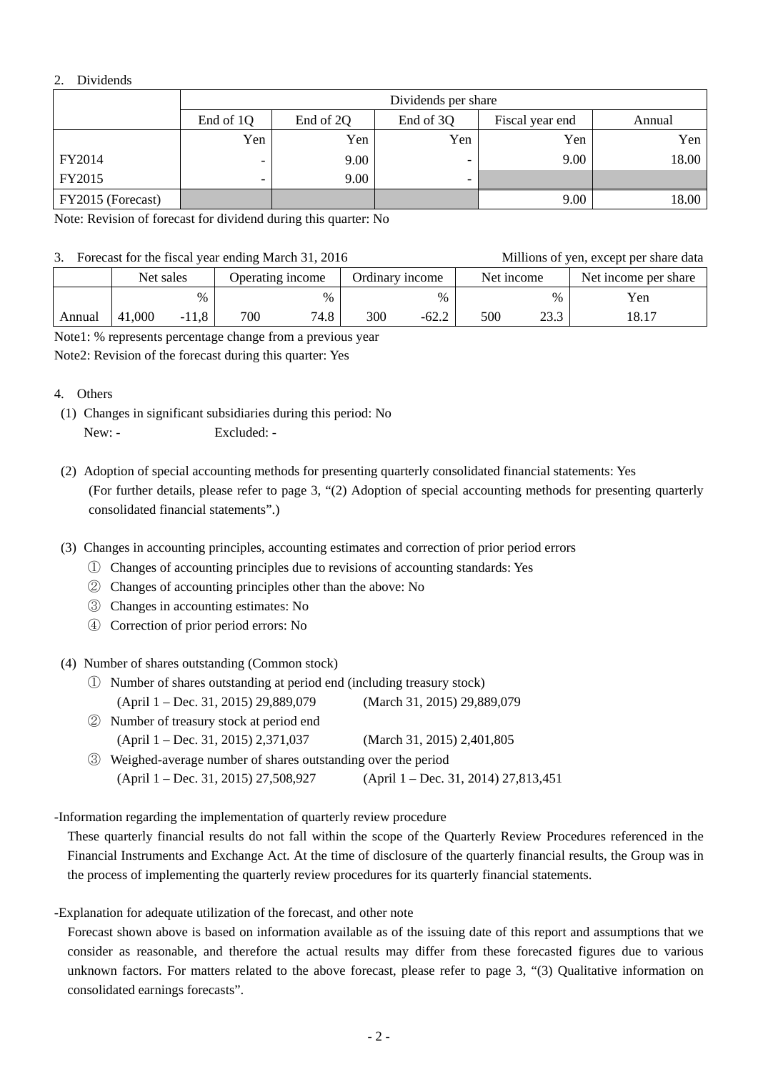## 2. Dividends

| | Dividends per share | | | | |
|---|---|---|---|---|---|
| | End of 1Q | End of 2Q | End of 3Q | Fiscal year end | Annual |
| | Yen | Yen | Yen | Yen | Yen |
| FY2014 | - | 9.00 | - | 9.00 | 18.00 |
| FY2015 | - | 9.00 | - | | |
| FY2015 (Forecast) | | | | 9.00 | 18.00 |

Note: Revision of forecast for dividend during this quarter: No

## 3. Forecast for the fiscal year ending March 31, 2016

Millions of yen, except per share data

| | Net sales | | Operating income | | Ordinary income | | Net income | | Net income per share |
|---|---|---|---|---|---|---|---|---|---|
| | | % | | % | | % | | % | Yen |
| Annual | 41,000 | -11,8 | 700 | 74.8 | 300 | -62.2 | 500 | 23.3 | 18.17 |

Note1: % represents percentage change from a previous year

Note2: Revision of the forecast during this quarter: Yes

## 4. Others

(1) Changes in significant subsidiaries during this period: No

New: - Excluded: -

(2) Adoption of special accounting methods for presenting quarterly consolidated financial statements: Yes

(For further details, please refer to page 3, "(2) Adoption of special accounting methods for presenting quarterly consolidated financial statements".)

(3) Changes in accounting principles, accounting estimates and correction of prior period errors

① Changes of accounting principles due to revisions of accounting standards: Yes

② Changes of accounting principles other than the above: No

③ Changes in accounting estimates: No

④ Correction of prior period errors: No

(4) Number of shares outstanding (Common stock)

① Number of shares outstanding at period end (including treasury stock)

(April 1 – Dec. 31, 2015) 29,889,079 (March 31, 2015) 29,889,079

② Number of treasury stock at period end

(April 1 – Dec. 31, 2015) 2,371,037 (March 31, 2015) 2,401,805

③ Weighed-average number of shares outstanding over the period

(April 1 – Dec. 31, 2015) 27,508,927 (April 1 – Dec. 31, 2014) 27,813,451

-Information regarding the implementation of quarterly review procedure

These quarterly financial results do not fall within the scope of the Quarterly Review Procedures referenced in the Financial Instruments and Exchange Act. At the time of disclosure of the quarterly financial results, the Group was in the process of implementing the quarterly review procedures for its quarterly financial statements.

-Explanation for adequate utilization of the forecast, and other note

Forecast shown above is based on information available as of the issuing date of this report and assumptions that we consider as reasonable, and therefore the actual results may differ from these forecasted figures due to various unknown factors. For matters related to the above forecast, please refer to page 3, "(3) Qualitative information on consolidated earnings forecasts".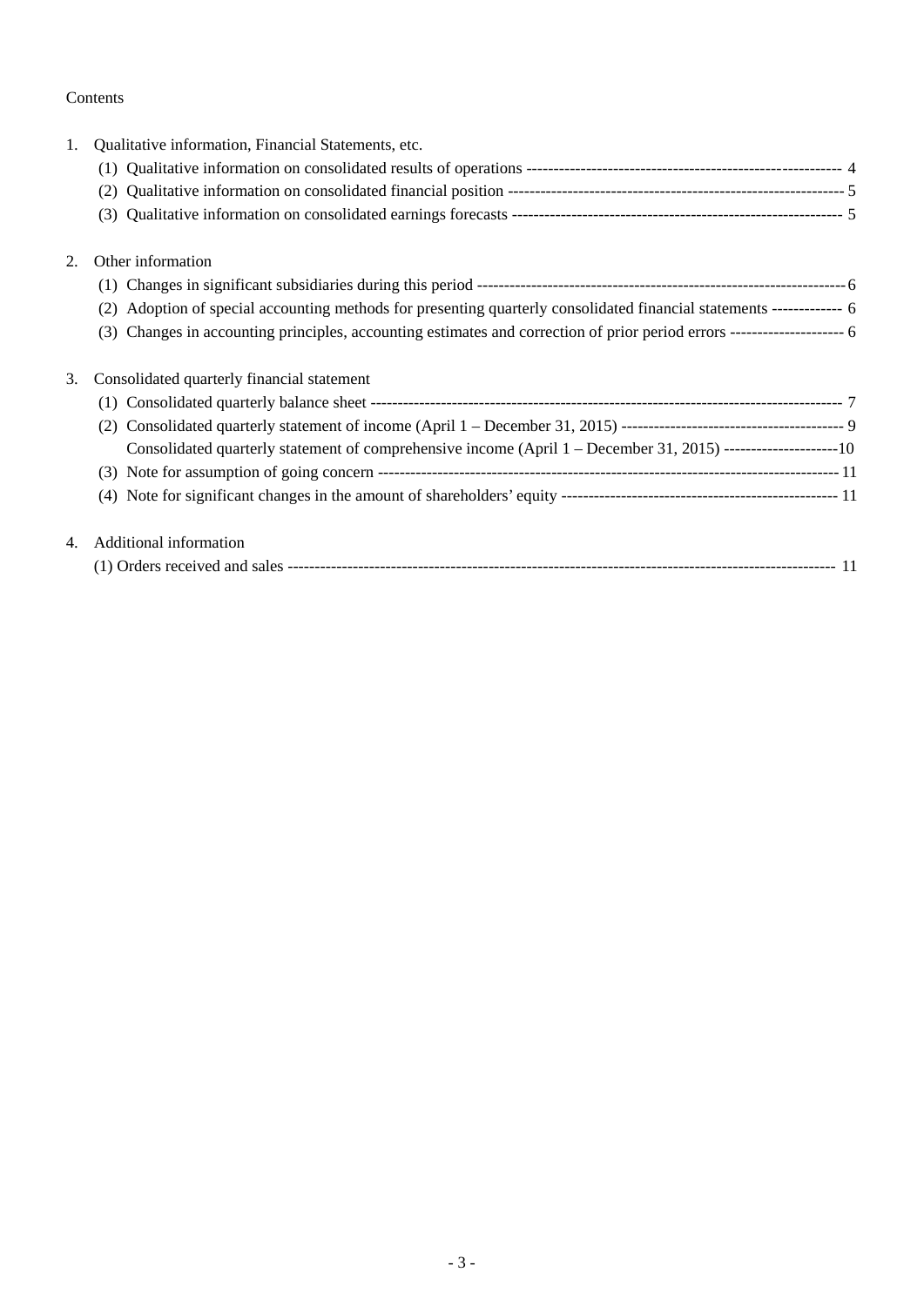Contents

1. Qualitative information, Financial Statements, etc.
   - (1) Qualitative information on consolidated results of operations ---------------------------------------------------------- 4
   - (2) Qualitative information on consolidated financial position -------------------------------------------------------------- 5
   - (3) Qualitative information on consolidated earnings forecasts ------------------------------------------------------------- 5

2. Other information
   - (1) Changes in significant subsidiaries during this period -------------------------------------------------------------------- 6
   - (2) Adoption of special accounting methods for presenting quarterly consolidated financial statements ------------- 6
   - (3) Changes in accounting principles, accounting estimates and correction of prior period errors --------------------- 6

3. Consolidated quarterly financial statement
   - (1) Consolidated quarterly balance sheet ---------------------------------------------------------------------------------------- 7
   - (2) Consolidated quarterly statement of income (April 1 – December 31, 2015) ----------------------------------------- 9
     Consolidated quarterly statement of comprehensive income (April 1 – December 31, 2015) ---------------------10
   - (3) Note for assumption of going concern -------------------------------------------------------------------------------------- 11
   - (4) Note for significant changes in the amount of shareholders' equity --------------------------------------------------- 11

4. Additional information
   - (1) Orders received and sales ------------------------------------------------------------------------------------------------------ 11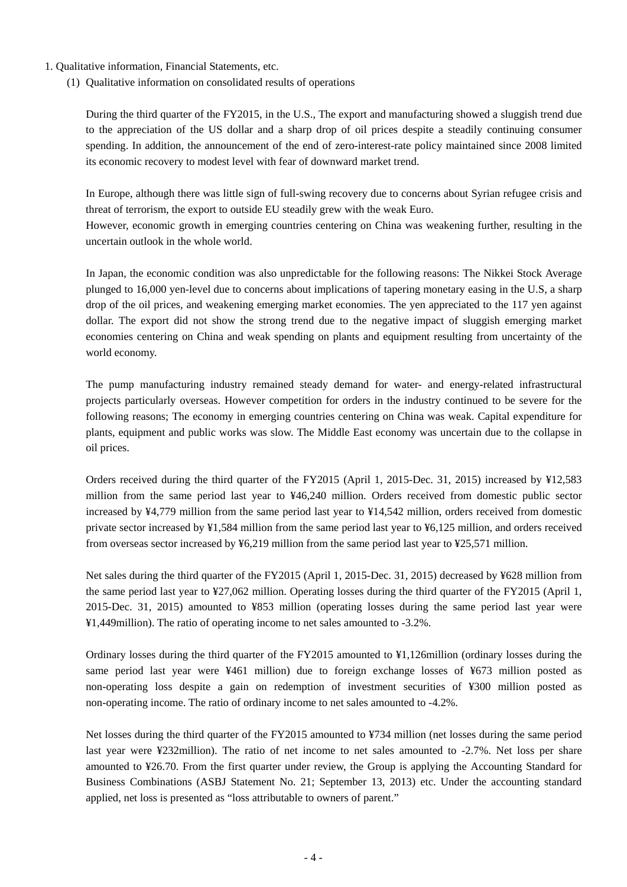1. Qualitative information, Financial Statements, etc.

(1) Qualitative information on consolidated results of operations

During the third quarter of the FY2015, in the U.S., The export and manufacturing showed a sluggish trend due to the appreciation of the US dollar and a sharp drop of oil prices despite a steadily continuing consumer spending. In addition, the announcement of the end of zero-interest-rate policy maintained since 2008 limited its economic recovery to modest level with fear of downward market trend.

In Europe, although there was little sign of full-swing recovery due to concerns about Syrian refugee crisis and threat of terrorism, the export to outside EU steadily grew with the weak Euro.
However, economic growth in emerging countries centering on China was weakening further, resulting in the uncertain outlook in the whole world.

In Japan, the economic condition was also unpredictable for the following reasons: The Nikkei Stock Average plunged to 16,000 yen-level due to concerns about implications of tapering monetary easing in the U.S, a sharp drop of the oil prices, and weakening emerging market economies. The yen appreciated to the 117 yen against dollar. The export did not show the strong trend due to the negative impact of sluggish emerging market economies centering on China and weak spending on plants and equipment resulting from uncertainty of the world economy.

The pump manufacturing industry remained steady demand for water- and energy-related infrastructural projects particularly overseas. However competition for orders in the industry continued to be severe for the following reasons; The economy in emerging countries centering on China was weak. Capital expenditure for plants, equipment and public works was slow. The Middle East economy was uncertain due to the collapse in oil prices.

Orders received during the third quarter of the FY2015 (April 1, 2015-Dec. 31, 2015) increased by ¥12,583 million from the same period last year to ¥46,240 million. Orders received from domestic public sector increased by ¥4,779 million from the same period last year to ¥14,542 million, orders received from domestic private sector increased by ¥1,584 million from the same period last year to ¥6,125 million, and orders received from overseas sector increased by ¥6,219 million from the same period last year to ¥25,571 million.

Net sales during the third quarter of the FY2015 (April 1, 2015-Dec. 31, 2015) decreased by ¥628 million from the same period last year to ¥27,062 million. Operating losses during the third quarter of the FY2015 (April 1, 2015-Dec. 31, 2015) amounted to ¥853 million (operating losses during the same period last year were ¥1,449million). The ratio of operating income to net sales amounted to -3.2%.

Ordinary losses during the third quarter of the FY2015 amounted to ¥1,126million (ordinary losses during the same period last year were ¥461 million) due to foreign exchange losses of ¥673 million posted as non-operating loss despite a gain on redemption of investment securities of ¥300 million posted as non-operating income. The ratio of ordinary income to net sales amounted to -4.2%.

Net losses during the third quarter of the FY2015 amounted to ¥734 million (net losses during the same period last year were ¥232million). The ratio of net income to net sales amounted to -2.7%. Net loss per share amounted to ¥26.70. From the first quarter under review, the Group is applying the Accounting Standard for Business Combinations (ASBJ Statement No. 21; September 13, 2013) etc. Under the accounting standard applied, net loss is presented as "loss attributable to owners of parent."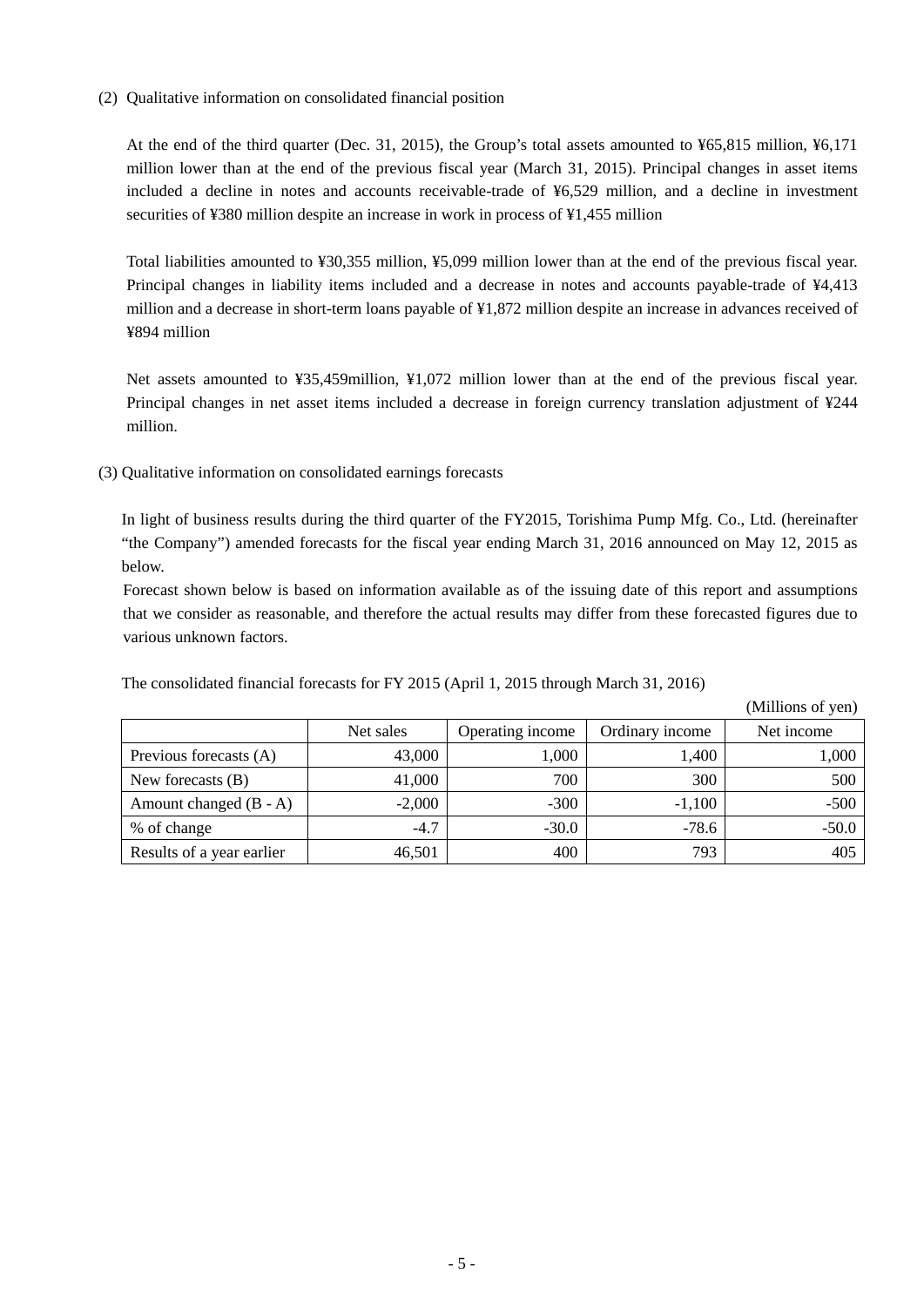(2) Qualitative information on consolidated financial position

At the end of the third quarter (Dec. 31, 2015), the Group's total assets amounted to ¥65,815 million, ¥6,171 million lower than at the end of the previous fiscal year (March 31, 2015). Principal changes in asset items included a decline in notes and accounts receivable-trade of ¥6,529 million, and a decline in investment securities of ¥380 million despite an increase in work in process of ¥1,455 million

Total liabilities amounted to ¥30,355 million, ¥5,099 million lower than at the end of the previous fiscal year. Principal changes in liability items included and a decrease in notes and accounts payable-trade of ¥4,413 million and a decrease in short-term loans payable of ¥1,872 million despite an increase in advances received of ¥894 million

Net assets amounted to ¥35,459million, ¥1,072 million lower than at the end of the previous fiscal year. Principal changes in net asset items included a decrease in foreign currency translation adjustment of ¥244 million.

(3) Qualitative information on consolidated earnings forecasts

In light of business results during the third quarter of the FY2015, Torishima Pump Mfg. Co., Ltd. (hereinafter "the Company") amended forecasts for the fiscal year ending March 31, 2016 announced on May 12, 2015 as below.

Forecast shown below is based on information available as of the issuing date of this report and assumptions that we consider as reasonable, and therefore the actual results may differ from these forecasted figures due to various unknown factors.

The consolidated financial forecasts for FY 2015 (April 1, 2015 through March 31, 2016)

(Millions of yen)

| | Net sales | Operating income | Ordinary income | Net income |
|---|---|---|---|---|
| Previous forecasts (A) | 43,000 | 1,000 | 1,400 | 1,000 |
| New forecasts (B) | 41,000 | 700 | 300 | 500 |
| Amount changed (B - A) | -2,000 | -300 | -1,100 | -500 |
| % of change | -4.7 | -30.0 | -78.6 | -50.0 |
| Results of a year earlier | 46,501 | 400 | 793 | 405 |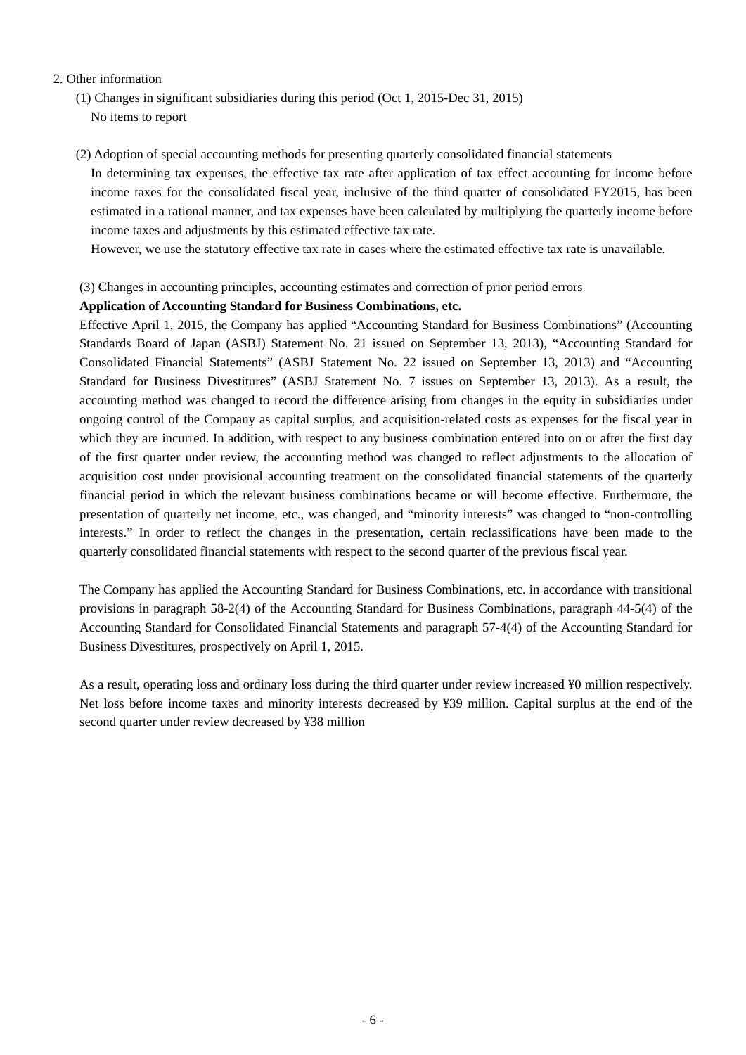2. Other information

(1) Changes in significant subsidiaries during this period (Oct 1, 2015-Dec 31, 2015)

No items to report

(2) Adoption of special accounting methods for presenting quarterly consolidated financial statements

In determining tax expenses, the effective tax rate after application of tax effect accounting for income before income taxes for the consolidated fiscal year, inclusive of the third quarter of consolidated FY2015, has been estimated in a rational manner, and tax expenses have been calculated by multiplying the quarterly income before income taxes and adjustments by this estimated effective tax rate.

However, we use the statutory effective tax rate in cases where the estimated effective tax rate is unavailable.

(3) Changes in accounting principles, accounting estimates and correction of prior period errors

**Application of Accounting Standard for Business Combinations, etc.**

Effective April 1, 2015, the Company has applied "Accounting Standard for Business Combinations" (Accounting Standards Board of Japan (ASBJ) Statement No. 21 issued on September 13, 2013), "Accounting Standard for Consolidated Financial Statements" (ASBJ Statement No. 22 issued on September 13, 2013) and "Accounting Standard for Business Divestitures" (ASBJ Statement No. 7 issues on September 13, 2013). As a result, the accounting method was changed to record the difference arising from changes in the equity in subsidiaries under ongoing control of the Company as capital surplus, and acquisition-related costs as expenses for the fiscal year in which they are incurred. In addition, with respect to any business combination entered into on or after the first day of the first quarter under review, the accounting method was changed to reflect adjustments to the allocation of acquisition cost under provisional accounting treatment on the consolidated financial statements of the quarterly financial period in which the relevant business combinations became or will become effective. Furthermore, the presentation of quarterly net income, etc., was changed, and "minority interests" was changed to "non-controlling interests." In order to reflect the changes in the presentation, certain reclassifications have been made to the quarterly consolidated financial statements with respect to the second quarter of the previous fiscal year.

The Company has applied the Accounting Standard for Business Combinations, etc. in accordance with transitional provisions in paragraph 58-2(4) of the Accounting Standard for Business Combinations, paragraph 44-5(4) of the Accounting Standard for Consolidated Financial Statements and paragraph 57-4(4) of the Accounting Standard for Business Divestitures, prospectively on April 1, 2015.

As a result, operating loss and ordinary loss during the third quarter under review increased ¥0 million respectively. Net loss before income taxes and minority interests decreased by ¥39 million. Capital surplus at the end of the second quarter under review decreased by ¥38 million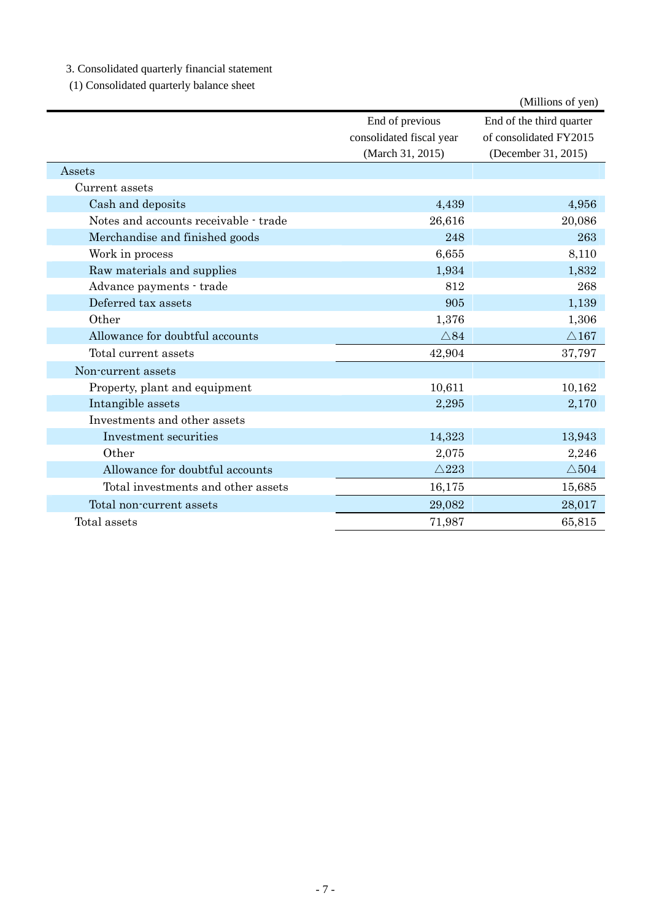3. Consolidated quarterly financial statement

(1) Consolidated quarterly balance sheet

(Millions of yen)

| | End of previous consolidated fiscal year (March 31, 2015) | End of the third quarter of consolidated FY2015 (December 31, 2015) |
|---|---|---|
| Assets | | |
| Current assets | | |
| Cash and deposits | 4,439 | 4,956 |
| Notes and accounts receivable - trade | 26,616 | 20,086 |
| Merchandise and finished goods | 248 | 263 |
| Work in process | 6,655 | 8,110 |
| Raw materials and supplies | 1,934 | 1,832 |
| Advance payments - trade | 812 | 268 |
| Deferred tax assets | 905 | 1,139 |
| Other | 1,376 | 1,306 |
| Allowance for doubtful accounts | △84 | △167 |
| Total current assets | 42,904 | 37,797 |
| Non-current assets | | |
| Property, plant and equipment | 10,611 | 10,162 |
| Intangible assets | 2,295 | 2,170 |
| Investments and other assets | | |
| Investment securities | 14,323 | 13,943 |
| Other | 2,075 | 2,246 |
| Allowance for doubtful accounts | △223 | △504 |
| Total investments and other assets | 16,175 | 15,685 |
| Total non-current assets | 29,082 | 28,017 |
| Total assets | 71,987 | 65,815 |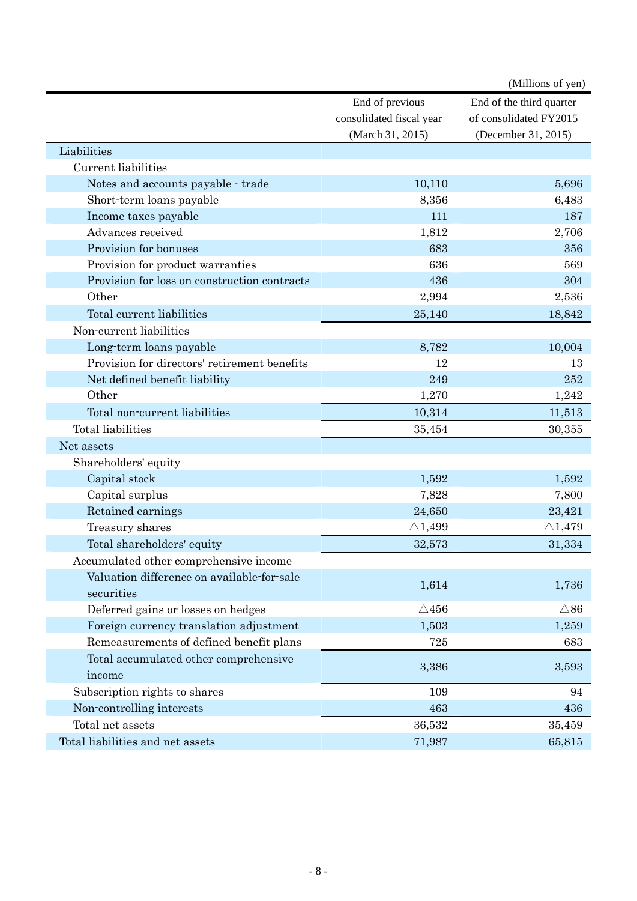(Millions of yen)

| | End of previous consolidated fiscal year (March 31, 2015) | End of the third quarter of consolidated FY2015 (December 31, 2015) |
|---|---|---|
| Liabilities | | |
| Current liabilities | | |
| Notes and accounts payable - trade | 10,110 | 5,696 |
| Short-term loans payable | 8,356 | 6,483 |
| Income taxes payable | 111 | 187 |
| Advances received | 1,812 | 2,706 |
| Provision for bonuses | 683 | 356 |
| Provision for product warranties | 636 | 569 |
| Provision for loss on construction contracts | 436 | 304 |
| Other | 2,994 | 2,536 |
| Total current liabilities | 25,140 | 18,842 |
| Non-current liabilities | | |
| Long-term loans payable | 8,782 | 10,004 |
| Provision for directors' retirement benefits | 12 | 13 |
| Net defined benefit liability | 249 | 252 |
| Other | 1,270 | 1,242 |
| Total non-current liabilities | 10,314 | 11,513 |
| Total liabilities | 35,454 | 30,355 |
| Net assets | | |
| Shareholders' equity | | |
| Capital stock | 1,592 | 1,592 |
| Capital surplus | 7,828 | 7,800 |
| Retained earnings | 24,650 | 23,421 |
| Treasury shares | △1,499 | △1,479 |
| Total shareholders' equity | 32,573 | 31,334 |
| Accumulated other comprehensive income | | |
| Valuation difference on available-for-sale securities | 1,614 | 1,736 |
| Deferred gains or losses on hedges | △456 | △86 |
| Foreign currency translation adjustment | 1,503 | 1,259 |
| Remeasurements of defined benefit plans | 725 | 683 |
| Total accumulated other comprehensive income | 3,386 | 3,593 |
| Subscription rights to shares | 109 | 94 |
| Non-controlling interests | 463 | 436 |
| Total net assets | 36,532 | 35,459 |
| Total liabilities and net assets | 71,987 | 65,815 |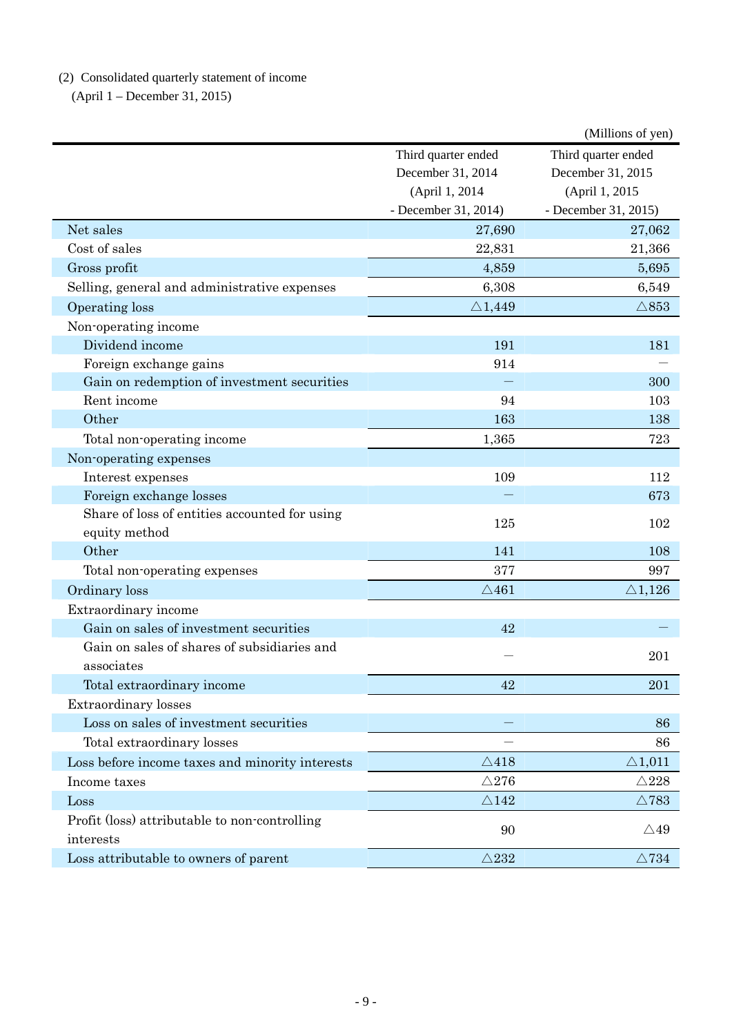(2) Consolidated quarterly statement of income

(April 1 – December 31, 2015)

(Millions of yen)

| | Third quarter ended December 31, 2014 (April 1, 2014 - December 31, 2014) | Third quarter ended December 31, 2015 (April 1, 2015 - December 31, 2015) |
|---|---|---|
| Net sales | 27,690 | 27,062 |
| Cost of sales | 22,831 | 21,366 |
| Gross profit | 4,859 | 5,695 |
| Selling, general and administrative expenses | 6,308 | 6,549 |
| Operating loss | △1,449 | △853 |
| Non-operating income | | |
| Dividend income | 191 | 181 |
| Foreign exchange gains | 914 | — |
| Gain on redemption of investment securities | — | 300 |
| Rent income | 94 | 103 |
| Other | 163 | 138 |
| Total non-operating income | 1,365 | 723 |
| Non-operating expenses | | |
| Interest expenses | 109 | 112 |
| Foreign exchange losses | — | 673 |
| Share of loss of entities accounted for using equity method | 125 | 102 |
| Other | 141 | 108 |
| Total non-operating expenses | 377 | 997 |
| Ordinary loss | △461 | △1,126 |
| Extraordinary income | | |
| Gain on sales of investment securities | 42 | — |
| Gain on sales of shares of subsidiaries and associates | — | 201 |
| Total extraordinary income | 42 | 201 |
| Extraordinary losses | | |
| Loss on sales of investment securities | — | 86 |
| Total extraordinary losses | — | 86 |
| Loss before income taxes and minority interests | △418 | △1,011 |
| Income taxes | △276 | △228 |
| Loss | △142 | △783 |
| Profit (loss) attributable to non-controlling interests | 90 | △49 |
| Loss attributable to owners of parent | △232 | △734 |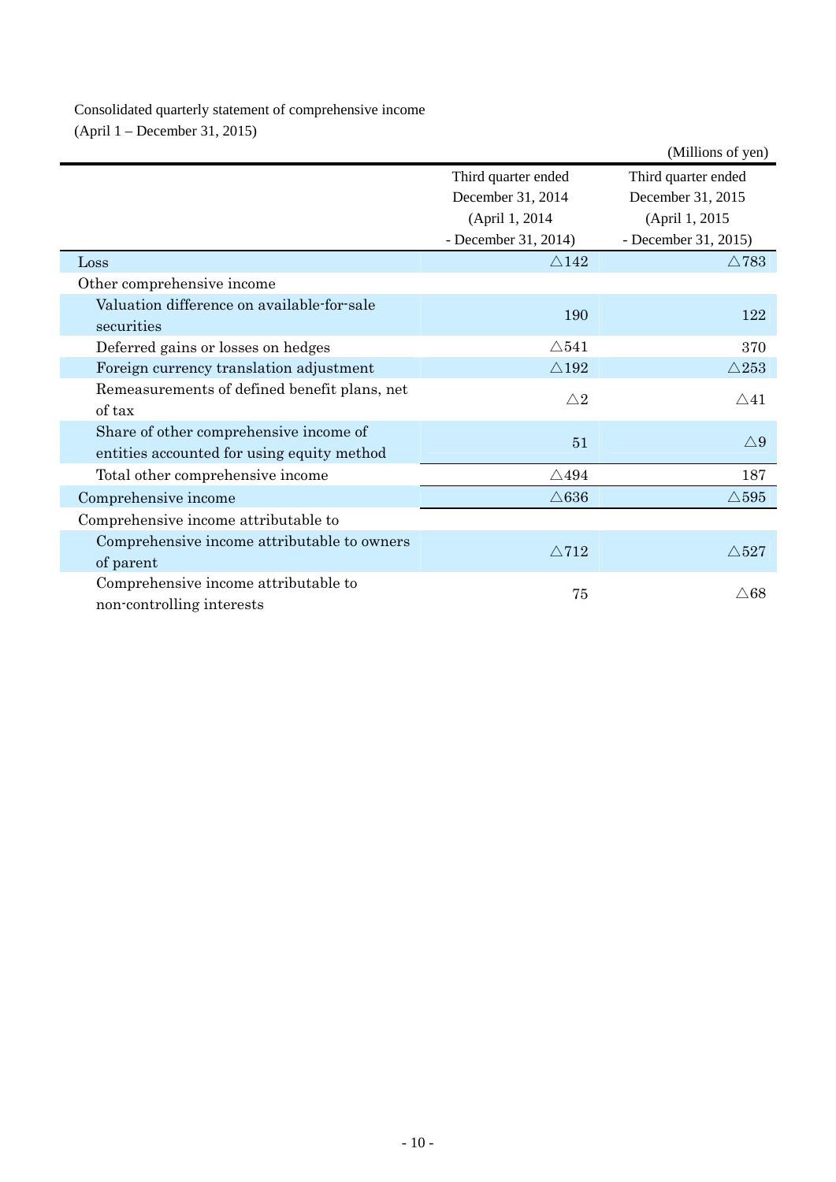Consolidated quarterly statement of comprehensive income
(April 1 – December 31, 2015)

(Millions of yen)

| | Third quarter ended December 31, 2014 (April 1, 2014 - December 31, 2014) | Third quarter ended December 31, 2015 (April 1, 2015 - December 31, 2015) |
|---|---|---|
| Loss | △142 | △783 |
| Other comprehensive income | | |
| Valuation difference on available-for-sale securities | 190 | 122 |
| Deferred gains or losses on hedges | △541 | 370 |
| Foreign currency translation adjustment | △192 | △253 |
| Remeasurements of defined benefit plans, net of tax | △2 | △41 |
| Share of other comprehensive income of entities accounted for using equity method | 51 | △9 |
| Total other comprehensive income | △494 | 187 |
| Comprehensive income | △636 | △595 |
| Comprehensive income attributable to | | |
| Comprehensive income attributable to owners of parent | △712 | △527 |
| Comprehensive income attributable to non-controlling interests | 75 | △68 |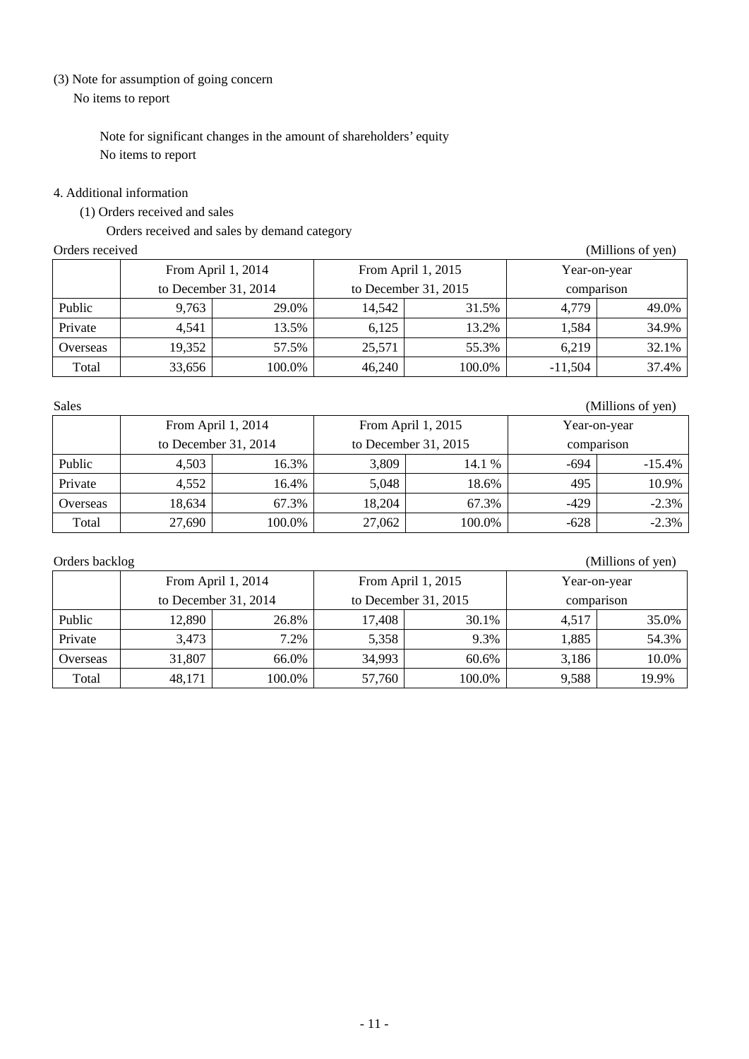(3) Note for assumption of going concern

No items to report

Note for significant changes in the amount of shareholders' equity

No items to report

4. Additional information

(1) Orders received and sales

Orders received and sales by demand category

Orders received (Millions of yen)

| | From April 1, 2014 to December 31, 2014 | | From April 1, 2015 to December 31, 2015 | | Year-on-year comparison | |
|---|---|---|---|---|---|---|
| Public | 9,763 | 29.0% | 14,542 | 31.5% | 4,779 | 49.0% |
| Private | 4,541 | 13.5% | 6,125 | 13.2% | 1,584 | 34.9% |
| Overseas | 19,352 | 57.5% | 25,571 | 55.3% | 6,219 | 32.1% |
| Total | 33,656 | 100.0% | 46,240 | 100.0% | -11,504 | 37.4% |

Sales (Millions of yen)

| | From April 1, 2014 to December 31, 2014 | | From April 1, 2015 to December 31, 2015 | | Year-on-year comparison | |
|---|---|---|---|---|---|---|
| Public | 4,503 | 16.3% | 3,809 | 14.1 % | -694 | -15.4% |
| Private | 4,552 | 16.4% | 5,048 | 18.6% | 495 | 10.9% |
| Overseas | 18,634 | 67.3% | 18,204 | 67.3% | -429 | -2.3% |
| Total | 27,690 | 100.0% | 27,062 | 100.0% | -628 | -2.3% |

Orders backlog (Millions of yen)

| | From April 1, 2014 to December 31, 2014 | | From April 1, 2015 to December 31, 2015 | | Year-on-year comparison | |
|---|---|---|---|---|---|---|
| Public | 12,890 | 26.8% | 17,408 | 30.1% | 4,517 | 35.0% |
| Private | 3,473 | 7.2% | 5,358 | 9.3% | 1,885 | 54.3% |
| Overseas | 31,807 | 66.0% | 34,993 | 60.6% | 3,186 | 10.0% |
| Total | 48,171 | 100.0% | 57,760 | 100.0% | 9,588 | 19.9% |